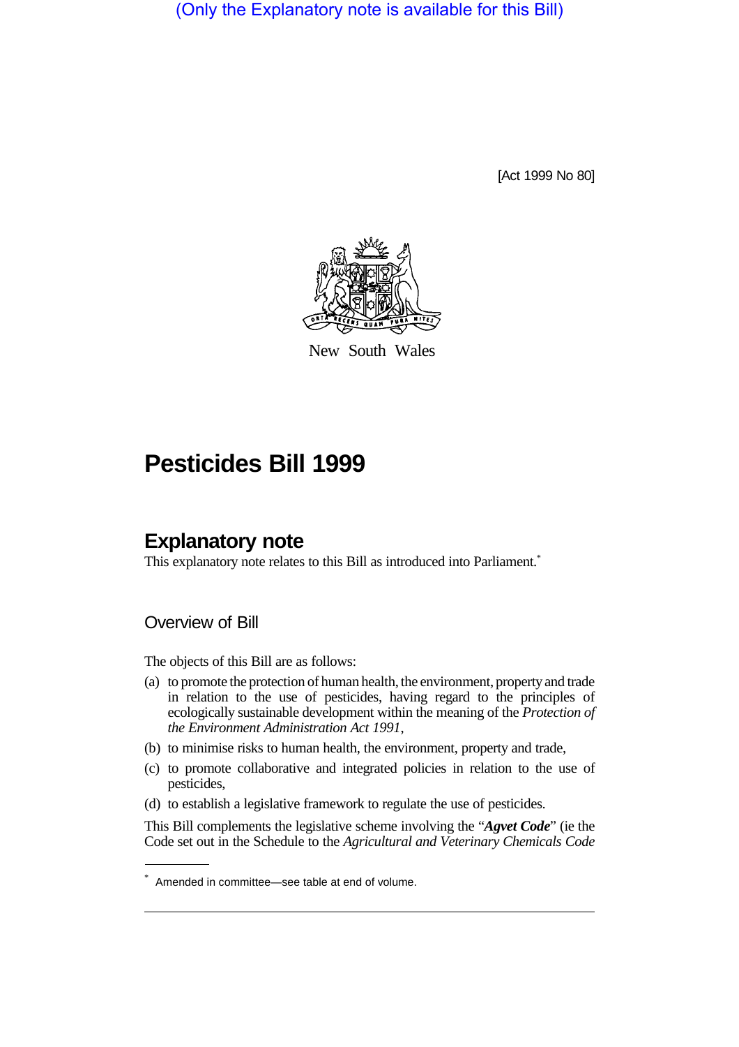(Only the Explanatory note is available for this Bill)

[Act 1999 No 80]

New South Wales

# Pesticides Bill 1999

## Explanatory note

This explanatory note relates to this Bill as introduced into Parliament.*

### Overview of Bill

The objects of this Bill are as follows:

(a) to promote the protection of human health, the environment, property and trade in relation to the use of pesticides, having regard to the principles of ecologically sustainable development within the meaning of the *Protection of the Environment Administration Act 1991*,

(b) to minimise risks to human health, the environment, property and trade,

(c) to promote collaborative and integrated policies in relation to the use of pesticides,

(d) to establish a legislative framework to regulate the use of pesticides.

This Bill complements the legislative scheme involving the "***Agvet Code***" (ie the Code set out in the Schedule to the *Agricultural and Veterinary Chemicals Code*

* Amended in committee—see table at end of volume.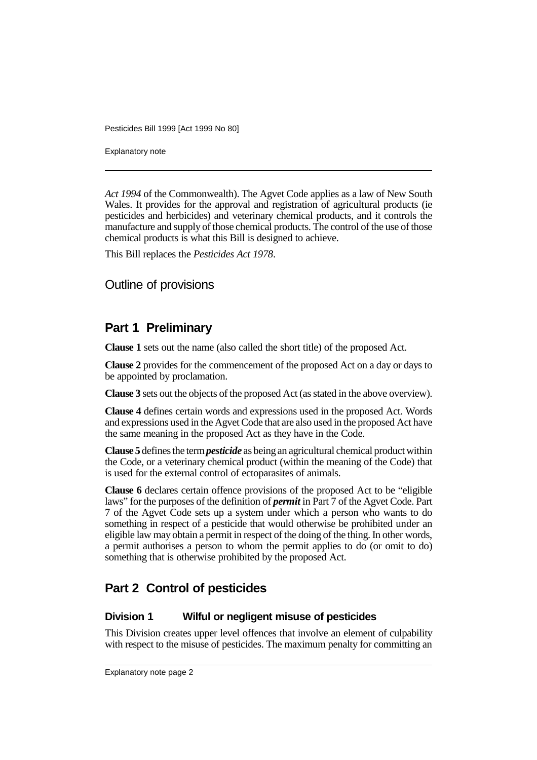*Act 1994* of the Commonwealth). The Agvet Code applies as a law of New South Wales. It provides for the approval and registration of agricultural products (ie pesticides and herbicides) and veterinary chemical products, and it controls the manufacture and supply of those chemical products. The control of the use of those chemical products is what this Bill is designed to achieve.

This Bill replaces the *Pesticides Act 1978*.

## Outline of provisions

## Part 1 Preliminary

**Clause 1** sets out the name (also called the short title) of the proposed Act.

**Clause 2** provides for the commencement of the proposed Act on a day or days to be appointed by proclamation.

**Clause 3** sets out the objects of the proposed Act (as stated in the above overview).

**Clause 4** defines certain words and expressions used in the proposed Act. Words and expressions used in the Agvet Code that are also used in the proposed Act have the same meaning in the proposed Act as they have in the Code.

**Clause 5** defines the term ***pesticide*** as being an agricultural chemical product within the Code, or a veterinary chemical product (within the meaning of the Code) that is used for the external control of ectoparasites of animals.

**Clause 6** declares certain offence provisions of the proposed Act to be "eligible laws" for the purposes of the definition of ***permit*** in Part 7 of the Agvet Code. Part 7 of the Agvet Code sets up a system under which a person who wants to do something in respect of a pesticide that would otherwise be prohibited under an eligible law may obtain a permit in respect of the doing of the thing. In other words, a permit authorises a person to whom the permit applies to do (or omit to do) something that is otherwise prohibited by the proposed Act.

## Part 2 Control of pesticides

### Division 1 Wilful or negligent misuse of pesticides

This Division creates upper level offences that involve an element of culpability with respect to the misuse of pesticides. The maximum penalty for committing an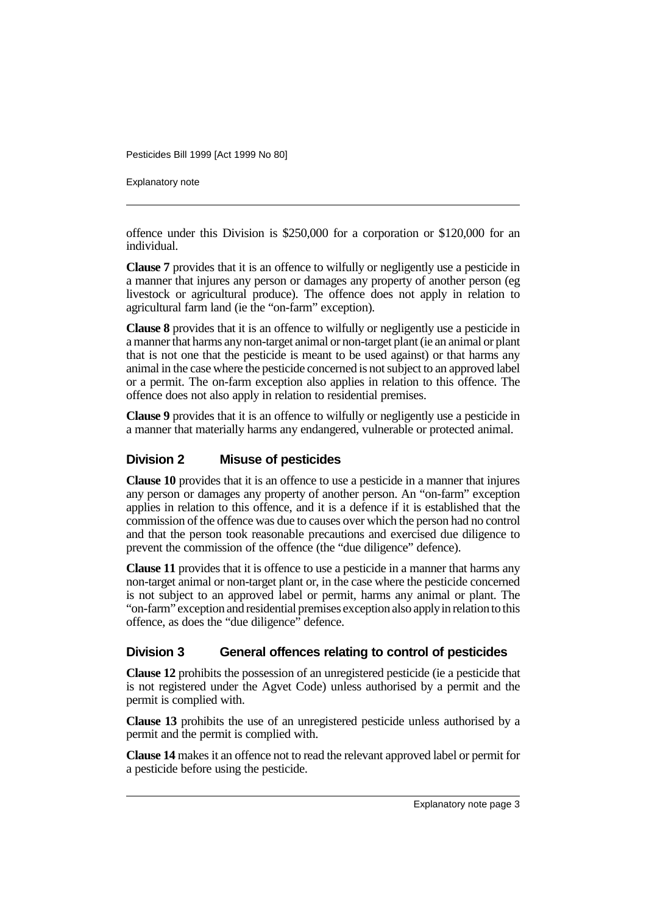offence under this Division is $250,000 for a corporation or $120,000 for an individual.

**Clause 7** provides that it is an offence to wilfully or negligently use a pesticide in a manner that injures any person or damages any property of another person (eg livestock or agricultural produce). The offence does not apply in relation to agricultural farm land (ie the "on-farm" exception).

**Clause 8** provides that it is an offence to wilfully or negligently use a pesticide in a manner that harms any non-target animal or non-target plant (ie an animal or plant that is not one that the pesticide is meant to be used against) or that harms any animal in the case where the pesticide concerned is not subject to an approved label or a permit. The on-farm exception also applies in relation to this offence. The offence does not also apply in relation to residential premises.

**Clause 9** provides that it is an offence to wilfully or negligently use a pesticide in a manner that materially harms any endangered, vulnerable or protected animal.

## Division 2 Misuse of pesticides

**Clause 10** provides that it is an offence to use a pesticide in a manner that injures any person or damages any property of another person. An "on-farm" exception applies in relation to this offence, and it is a defence if it is established that the commission of the offence was due to causes over which the person had no control and that the person took reasonable precautions and exercised due diligence to prevent the commission of the offence (the "due diligence" defence).

**Clause 11** provides that it is offence to use a pesticide in a manner that harms any non-target animal or non-target plant or, in the case where the pesticide concerned is not subject to an approved label or permit, harms any animal or plant. The "on-farm" exception and residential premises exception also apply in relation to this offence, as does the "due diligence" defence.

## Division 3 General offences relating to control of pesticides

**Clause 12** prohibits the possession of an unregistered pesticide (ie a pesticide that is not registered under the Agvet Code) unless authorised by a permit and the permit is complied with.

**Clause 13** prohibits the use of an unregistered pesticide unless authorised by a permit and the permit is complied with.

**Clause 14** makes it an offence not to read the relevant approved label or permit for a pesticide before using the pesticide.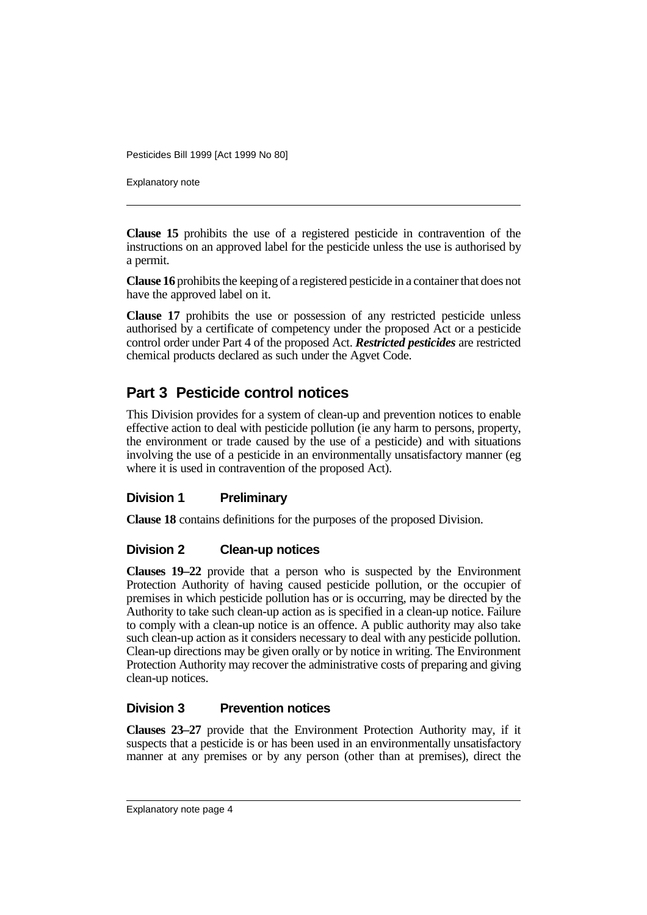**Clause 15** prohibits the use of a registered pesticide in contravention of the instructions on an approved label for the pesticide unless the use is authorised by a permit.

**Clause 16** prohibits the keeping of a registered pesticide in a container that does not have the approved label on it.

**Clause 17** prohibits the use or possession of any restricted pesticide unless authorised by a certificate of competency under the proposed Act or a pesticide control order under Part 4 of the proposed Act. ***Restricted pesticides*** are restricted chemical products declared as such under the Agvet Code.

## Part 3 Pesticide control notices

This Division provides for a system of clean-up and prevention notices to enable effective action to deal with pesticide pollution (ie any harm to persons, property, the environment or trade caused by the use of a pesticide) and with situations involving the use of a pesticide in an environmentally unsatisfactory manner (eg where it is used in contravention of the proposed Act).

### Division 1 Preliminary

**Clause 18** contains definitions for the purposes of the proposed Division.

### Division 2 Clean-up notices

**Clauses 19–22** provide that a person who is suspected by the Environment Protection Authority of having caused pesticide pollution, or the occupier of premises in which pesticide pollution has or is occurring, may be directed by the Authority to take such clean-up action as is specified in a clean-up notice. Failure to comply with a clean-up notice is an offence. A public authority may also take such clean-up action as it considers necessary to deal with any pesticide pollution. Clean-up directions may be given orally or by notice in writing. The Environment Protection Authority may recover the administrative costs of preparing and giving clean-up notices.

### Division 3 Prevention notices

**Clauses 23–27** provide that the Environment Protection Authority may, if it suspects that a pesticide is or has been used in an environmentally unsatisfactory manner at any premises or by any person (other than at premises), direct the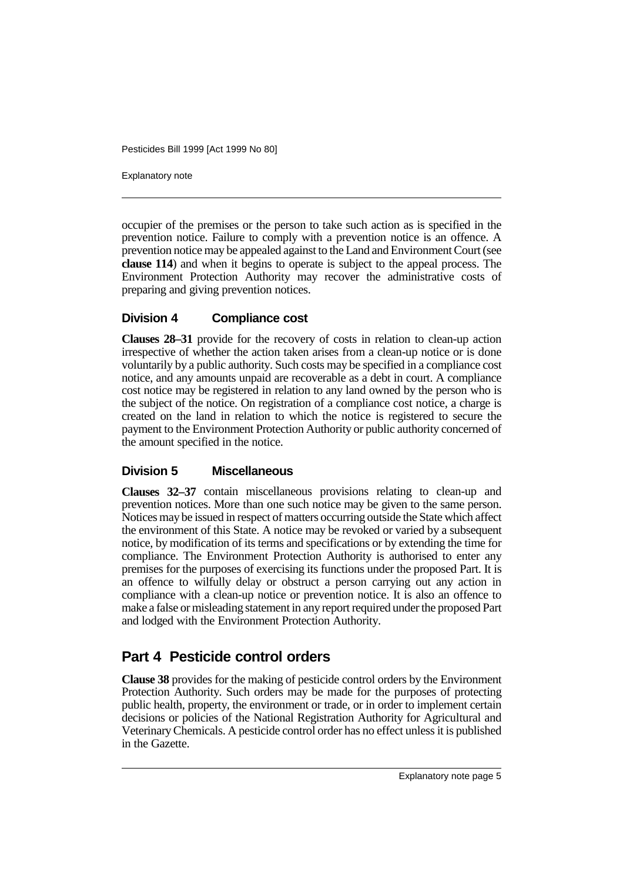occupier of the premises or the person to take such action as is specified in the prevention notice. Failure to comply with a prevention notice is an offence. A prevention notice may be appealed against to the Land and Environment Court (see **clause 114**) and when it begins to operate is subject to the appeal process. The Environment Protection Authority may recover the administrative costs of preparing and giving prevention notices.

### Division 4 Compliance cost

**Clauses 28–31** provide for the recovery of costs in relation to clean-up action irrespective of whether the action taken arises from a clean-up notice or is done voluntarily by a public authority. Such costs may be specified in a compliance cost notice, and any amounts unpaid are recoverable as a debt in court. A compliance cost notice may be registered in relation to any land owned by the person who is the subject of the notice. On registration of a compliance cost notice, a charge is created on the land in relation to which the notice is registered to secure the payment to the Environment Protection Authority or public authority concerned of the amount specified in the notice.

### Division 5 Miscellaneous

**Clauses 32–37** contain miscellaneous provisions relating to clean-up and prevention notices. More than one such notice may be given to the same person. Notices may be issued in respect of matters occurring outside the State which affect the environment of this State. A notice may be revoked or varied by a subsequent notice, by modification of its terms and specifications or by extending the time for compliance. The Environment Protection Authority is authorised to enter any premises for the purposes of exercising its functions under the proposed Part. It is an offence to wilfully delay or obstruct a person carrying out any action in compliance with a clean-up notice or prevention notice. It is also an offence to make a false or misleading statement in any report required under the proposed Part and lodged with the Environment Protection Authority.

## Part 4 Pesticide control orders

**Clause 38** provides for the making of pesticide control orders by the Environment Protection Authority. Such orders may be made for the purposes of protecting public health, property, the environment or trade, or in order to implement certain decisions or policies of the National Registration Authority for Agricultural and Veterinary Chemicals. A pesticide control order has no effect unless it is published in the Gazette.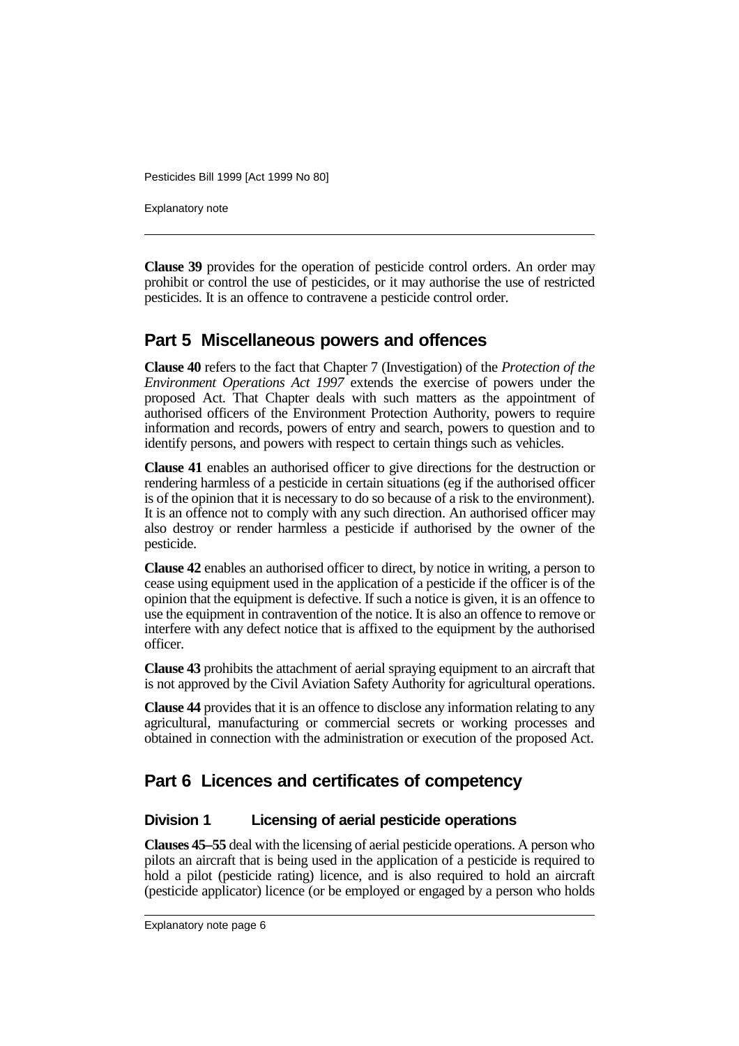**Clause 39** provides for the operation of pesticide control orders. An order may prohibit or control the use of pesticides, or it may authorise the use of restricted pesticides. It is an offence to contravene a pesticide control order.

## Part 5 Miscellaneous powers and offences

**Clause 40** refers to the fact that Chapter 7 (Investigation) of the *Protection of the Environment Operations Act 1997* extends the exercise of powers under the proposed Act. That Chapter deals with such matters as the appointment of authorised officers of the Environment Protection Authority, powers to require information and records, powers of entry and search, powers to question and to identify persons, and powers with respect to certain things such as vehicles.

**Clause 41** enables an authorised officer to give directions for the destruction or rendering harmless of a pesticide in certain situations (eg if the authorised officer is of the opinion that it is necessary to do so because of a risk to the environment). It is an offence not to comply with any such direction. An authorised officer may also destroy or render harmless a pesticide if authorised by the owner of the pesticide.

**Clause 42** enables an authorised officer to direct, by notice in writing, a person to cease using equipment used in the application of a pesticide if the officer is of the opinion that the equipment is defective. If such a notice is given, it is an offence to use the equipment in contravention of the notice. It is also an offence to remove or interfere with any defect notice that is affixed to the equipment by the authorised officer.

**Clause 43** prohibits the attachment of aerial spraying equipment to an aircraft that is not approved by the Civil Aviation Safety Authority for agricultural operations.

**Clause 44** provides that it is an offence to disclose any information relating to any agricultural, manufacturing or commercial secrets or working processes and obtained in connection with the administration or execution of the proposed Act.

## Part 6 Licences and certificates of competency

### Division 1 Licensing of aerial pesticide operations

**Clauses 45–55** deal with the licensing of aerial pesticide operations. A person who pilots an aircraft that is being used in the application of a pesticide is required to hold a pilot (pesticide rating) licence, and is also required to hold an aircraft (pesticide applicator) licence (or be employed or engaged by a person who holds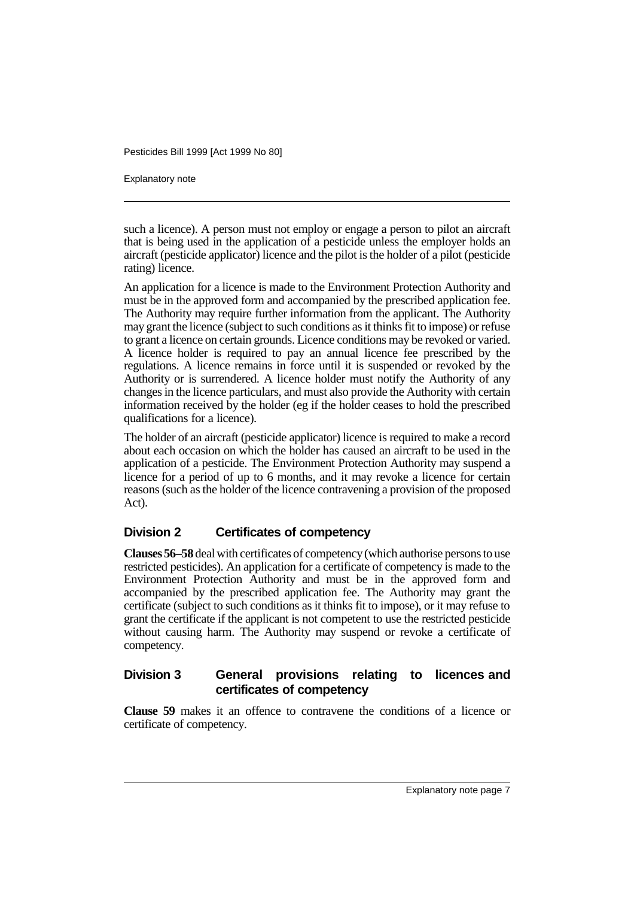such a licence). A person must not employ or engage a person to pilot an aircraft that is being used in the application of a pesticide unless the employer holds an aircraft (pesticide applicator) licence and the pilot is the holder of a pilot (pesticide rating) licence.

An application for a licence is made to the Environment Protection Authority and must be in the approved form and accompanied by the prescribed application fee. The Authority may require further information from the applicant. The Authority may grant the licence (subject to such conditions as it thinks fit to impose) or refuse to grant a licence on certain grounds. Licence conditions may be revoked or varied. A licence holder is required to pay an annual licence fee prescribed by the regulations. A licence remains in force until it is suspended or revoked by the Authority or is surrendered. A licence holder must notify the Authority of any changes in the licence particulars, and must also provide the Authority with certain information received by the holder (eg if the holder ceases to hold the prescribed qualifications for a licence).

The holder of an aircraft (pesticide applicator) licence is required to make a record about each occasion on which the holder has caused an aircraft to be used in the application of a pesticide. The Environment Protection Authority may suspend a licence for a period of up to 6 months, and it may revoke a licence for certain reasons (such as the holder of the licence contravening a provision of the proposed Act).

### Division 2 Certificates of competency

**Clauses 56–58** deal with certificates of competency (which authorise persons to use restricted pesticides). An application for a certificate of competency is made to the Environment Protection Authority and must be in the approved form and accompanied by the prescribed application fee. The Authority may grant the certificate (subject to such conditions as it thinks fit to impose), or it may refuse to grant the certificate if the applicant is not competent to use the restricted pesticide without causing harm. The Authority may suspend or revoke a certificate of competency.

### Division 3 General provisions relating to licences and certificates of competency

**Clause 59** makes it an offence to contravene the conditions of a licence or certificate of competency.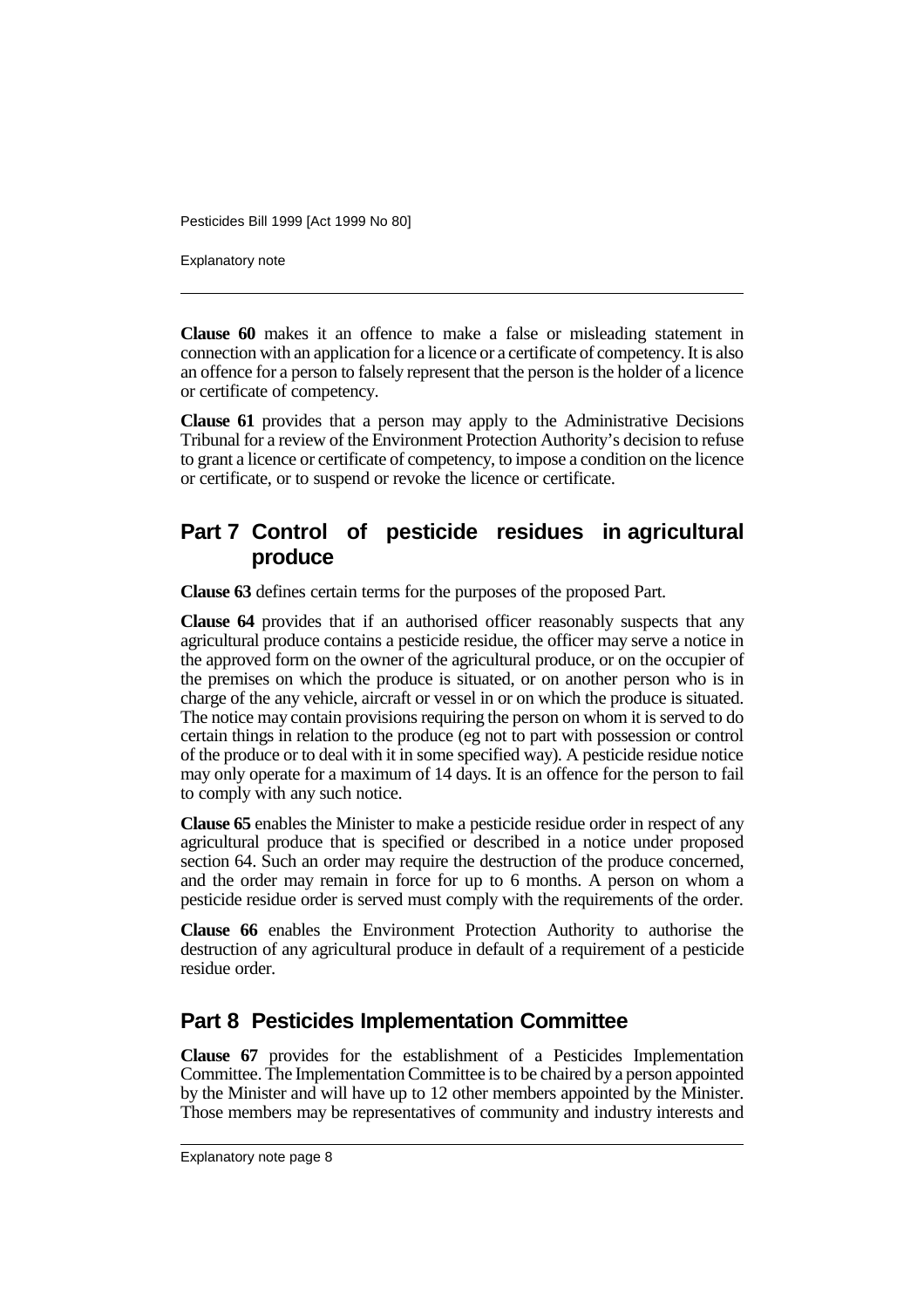**Clause 60** makes it an offence to make a false or misleading statement in connection with an application for a licence or a certificate of competency. It is also an offence for a person to falsely represent that the person is the holder of a licence or certificate of competency.

**Clause 61** provides that a person may apply to the Administrative Decisions Tribunal for a review of the Environment Protection Authority's decision to refuse to grant a licence or certificate of competency, to impose a condition on the licence or certificate, or to suspend or revoke the licence or certificate.

## Part 7 Control of pesticide residues in agricultural produce

**Clause 63** defines certain terms for the purposes of the proposed Part.

**Clause 64** provides that if an authorised officer reasonably suspects that any agricultural produce contains a pesticide residue, the officer may serve a notice in the approved form on the owner of the agricultural produce, or on the occupier of the premises on which the produce is situated, or on another person who is in charge of the any vehicle, aircraft or vessel in or on which the produce is situated. The notice may contain provisions requiring the person on whom it is served to do certain things in relation to the produce (eg not to part with possession or control of the produce or to deal with it in some specified way). A pesticide residue notice may only operate for a maximum of 14 days. It is an offence for the person to fail to comply with any such notice.

**Clause 65** enables the Minister to make a pesticide residue order in respect of any agricultural produce that is specified or described in a notice under proposed section 64. Such an order may require the destruction of the produce concerned, and the order may remain in force for up to 6 months. A person on whom a pesticide residue order is served must comply with the requirements of the order.

**Clause 66** enables the Environment Protection Authority to authorise the destruction of any agricultural produce in default of a requirement of a pesticide residue order.

## Part 8 Pesticides Implementation Committee

**Clause 67** provides for the establishment of a Pesticides Implementation Committee. The Implementation Committee is to be chaired by a person appointed by the Minister and will have up to 12 other members appointed by the Minister. Those members may be representatives of community and industry interests and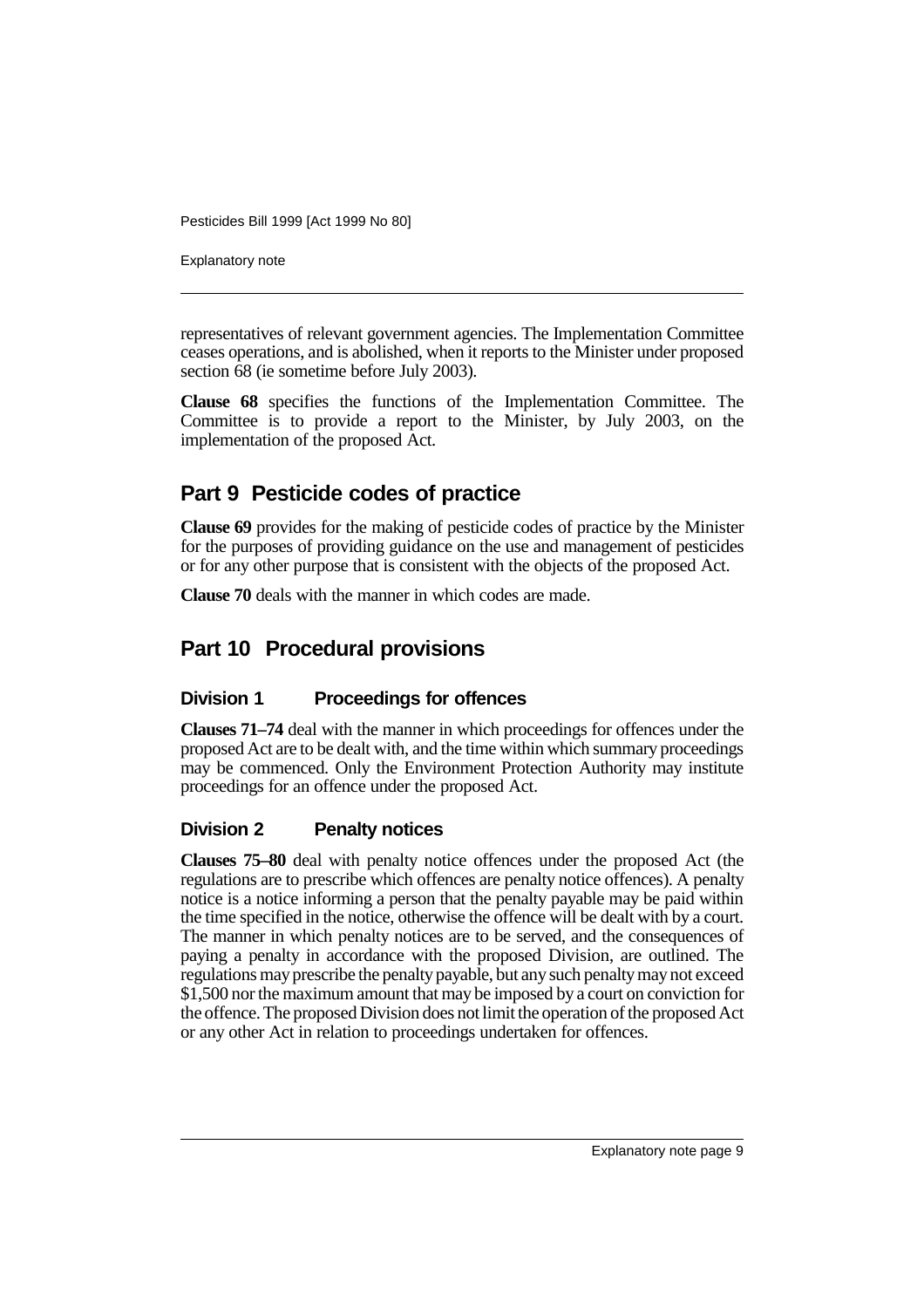representatives of relevant government agencies. The Implementation Committee ceases operations, and is abolished, when it reports to the Minister under proposed section 68 (ie sometime before July 2003).

**Clause 68** specifies the functions of the Implementation Committee. The Committee is to provide a report to the Minister, by July 2003, on the implementation of the proposed Act.

## Part 9 Pesticide codes of practice

**Clause 69** provides for the making of pesticide codes of practice by the Minister for the purposes of providing guidance on the use and management of pesticides or for any other purpose that is consistent with the objects of the proposed Act.

**Clause 70** deals with the manner in which codes are made.

## Part 10 Procedural provisions

### Division 1 Proceedings for offences

**Clauses 71–74** deal with the manner in which proceedings for offences under the proposed Act are to be dealt with, and the time within which summary proceedings may be commenced. Only the Environment Protection Authority may institute proceedings for an offence under the proposed Act.

### Division 2 Penalty notices

**Clauses 75–80** deal with penalty notice offences under the proposed Act (the regulations are to prescribe which offences are penalty notice offences). A penalty notice is a notice informing a person that the penalty payable may be paid within the time specified in the notice, otherwise the offence will be dealt with by a court. The manner in which penalty notices are to be served, and the consequences of paying a penalty in accordance with the proposed Division, are outlined. The regulations may prescribe the penalty payable, but any such penalty may not exceed $1,500 nor the maximum amount that may be imposed by a court on conviction for the offence. The proposed Division does not limit the operation of the proposed Act or any other Act in relation to proceedings undertaken for offences.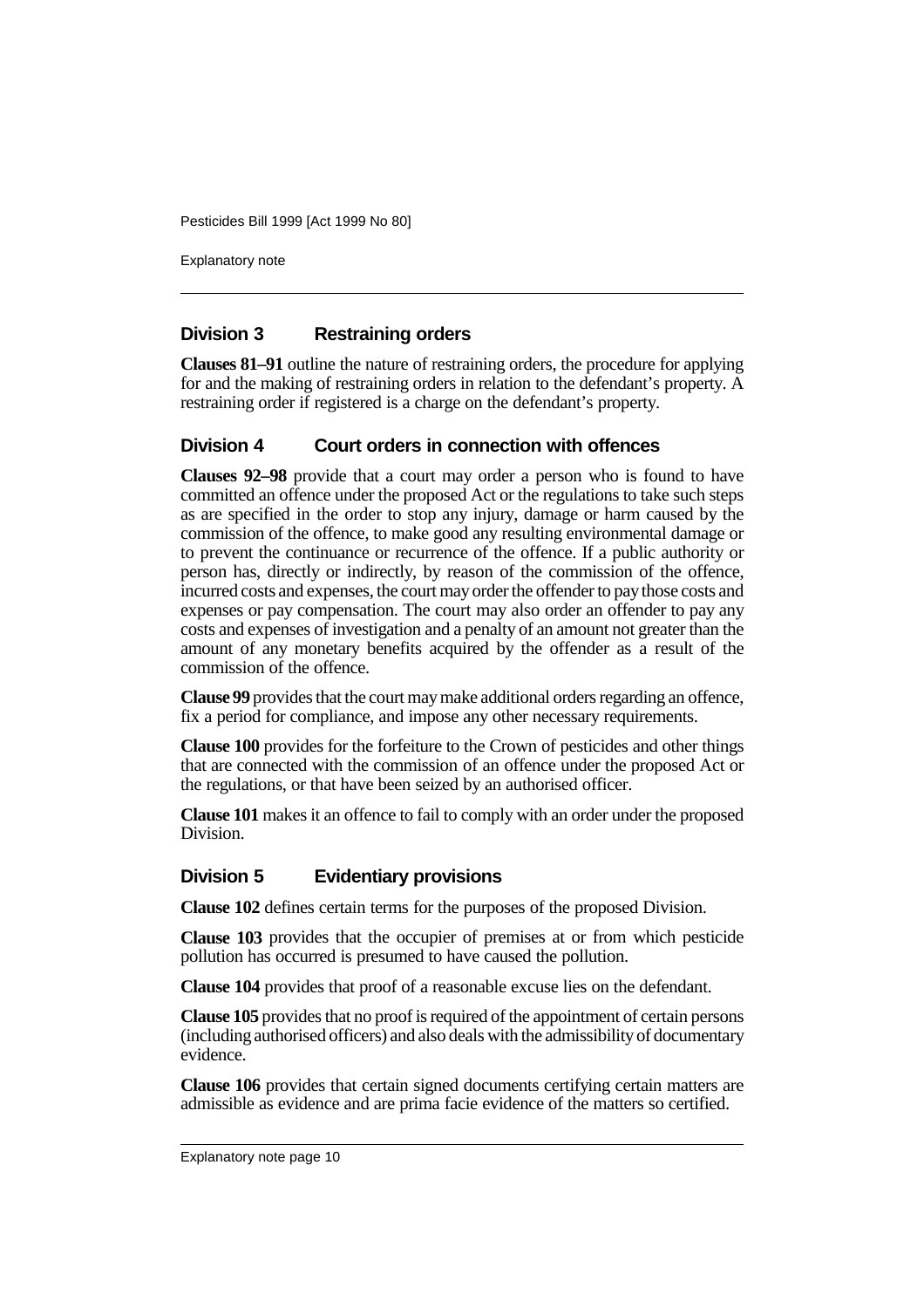## Division 3 Restraining orders

**Clauses 81–91** outline the nature of restraining orders, the procedure for applying for and the making of restraining orders in relation to the defendant's property. A restraining order if registered is a charge on the defendant's property.

## Division 4 Court orders in connection with offences

**Clauses 92–98** provide that a court may order a person who is found to have committed an offence under the proposed Act or the regulations to take such steps as are specified in the order to stop any injury, damage or harm caused by the commission of the offence, to make good any resulting environmental damage or to prevent the continuance or recurrence of the offence. If a public authority or person has, directly or indirectly, by reason of the commission of the offence, incurred costs and expenses, the court may order the offender to pay those costs and expenses or pay compensation. The court may also order an offender to pay any costs and expenses of investigation and a penalty of an amount not greater than the amount of any monetary benefits acquired by the offender as a result of the commission of the offence.

**Clause 99** provides that the court may make additional orders regarding an offence, fix a period for compliance, and impose any other necessary requirements.

**Clause 100** provides for the forfeiture to the Crown of pesticides and other things that are connected with the commission of an offence under the proposed Act or the regulations, or that have been seized by an authorised officer.

**Clause 101** makes it an offence to fail to comply with an order under the proposed Division.

## Division 5 Evidentiary provisions

**Clause 102** defines certain terms for the purposes of the proposed Division.

**Clause 103** provides that the occupier of premises at or from which pesticide pollution has occurred is presumed to have caused the pollution.

**Clause 104** provides that proof of a reasonable excuse lies on the defendant.

**Clause 105** provides that no proof is required of the appointment of certain persons (including authorised officers) and also deals with the admissibility of documentary evidence.

**Clause 106** provides that certain signed documents certifying certain matters are admissible as evidence and are prima facie evidence of the matters so certified.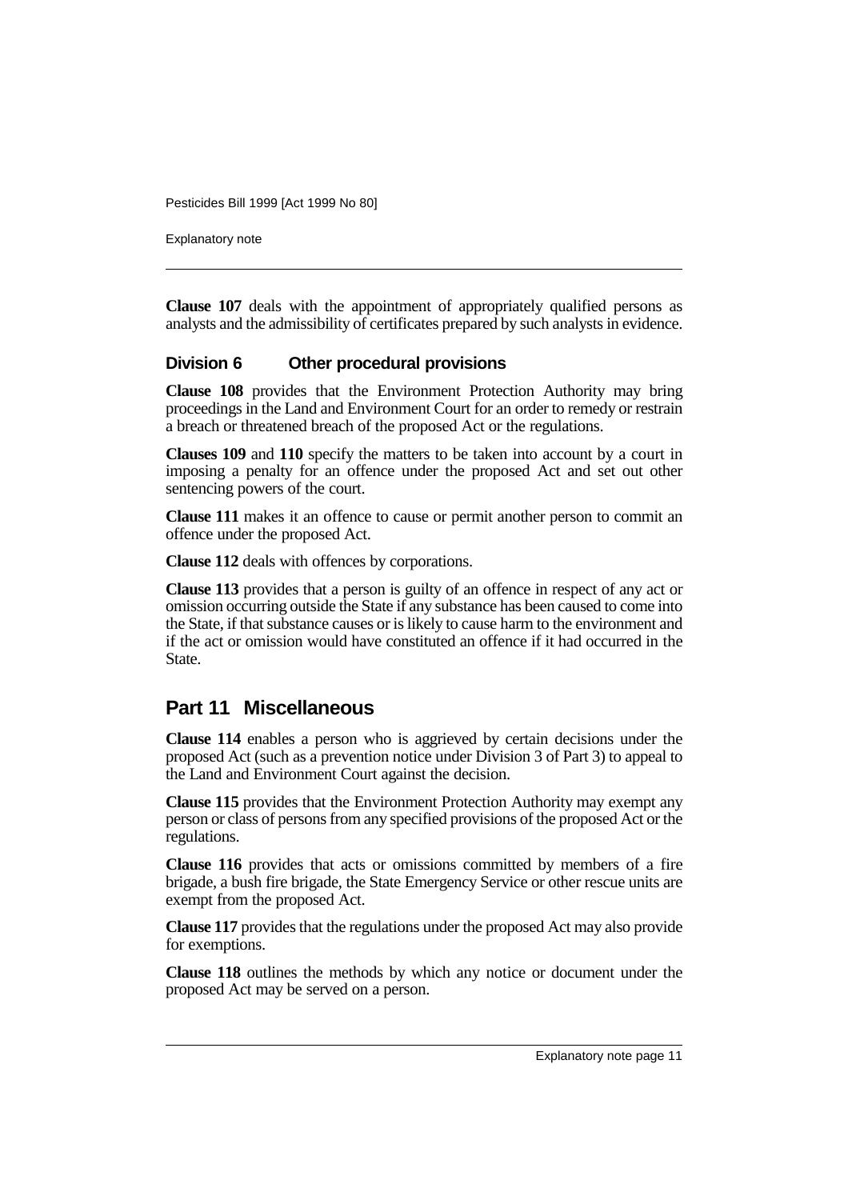**Clause 107** deals with the appointment of appropriately qualified persons as analysts and the admissibility of certificates prepared by such analysts in evidence.

### Division 6 Other procedural provisions

**Clause 108** provides that the Environment Protection Authority may bring proceedings in the Land and Environment Court for an order to remedy or restrain a breach or threatened breach of the proposed Act or the regulations.

**Clauses 109** and **110** specify the matters to be taken into account by a court in imposing a penalty for an offence under the proposed Act and set out other sentencing powers of the court.

**Clause 111** makes it an offence to cause or permit another person to commit an offence under the proposed Act.

**Clause 112** deals with offences by corporations.

**Clause 113** provides that a person is guilty of an offence in respect of any act or omission occurring outside the State if any substance has been caused to come into the State, if that substance causes or is likely to cause harm to the environment and if the act or omission would have constituted an offence if it had occurred in the State.

## Part 11 Miscellaneous

**Clause 114** enables a person who is aggrieved by certain decisions under the proposed Act (such as a prevention notice under Division 3 of Part 3) to appeal to the Land and Environment Court against the decision.

**Clause 115** provides that the Environment Protection Authority may exempt any person or class of persons from any specified provisions of the proposed Act or the regulations.

**Clause 116** provides that acts or omissions committed by members of a fire brigade, a bush fire brigade, the State Emergency Service or other rescue units are exempt from the proposed Act.

**Clause 117** provides that the regulations under the proposed Act may also provide for exemptions.

**Clause 118** outlines the methods by which any notice or document under the proposed Act may be served on a person.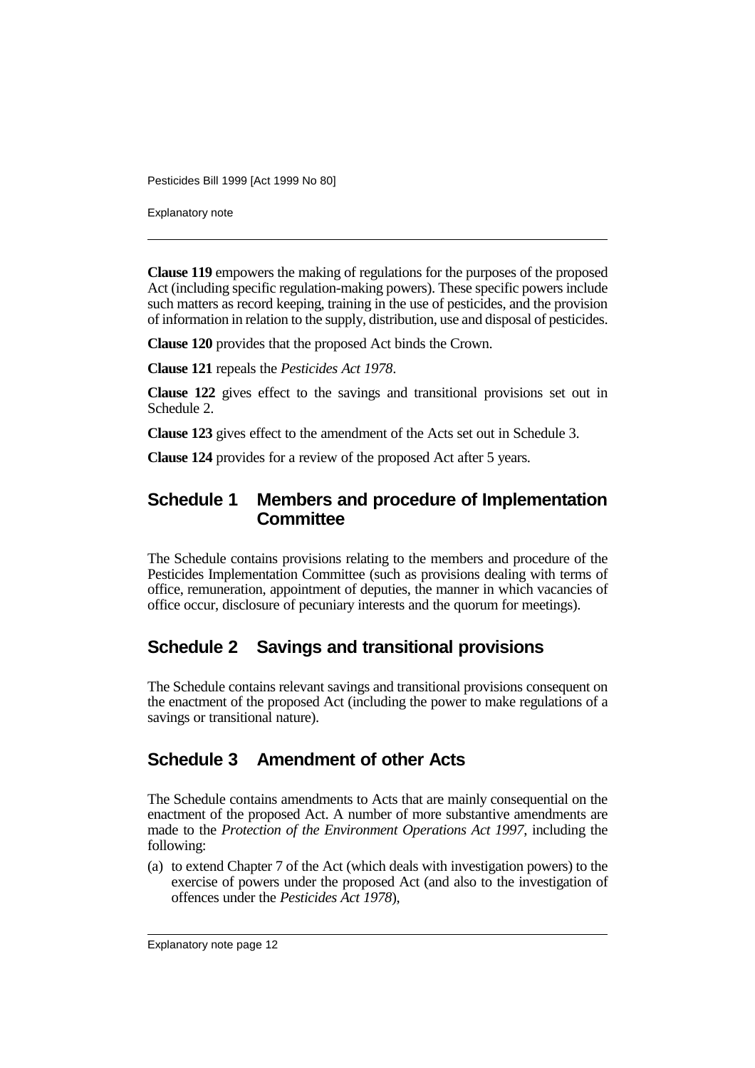**Clause 119** empowers the making of regulations for the purposes of the proposed Act (including specific regulation-making powers). These specific powers include such matters as record keeping, training in the use of pesticides, and the provision of information in relation to the supply, distribution, use and disposal of pesticides.

**Clause 120** provides that the proposed Act binds the Crown.

**Clause 121** repeals the *Pesticides Act 1978*.

**Clause 122** gives effect to the savings and transitional provisions set out in Schedule 2.

**Clause 123** gives effect to the amendment of the Acts set out in Schedule 3.

**Clause 124** provides for a review of the proposed Act after 5 years.

## Schedule 1 Members and procedure of Implementation Committee

The Schedule contains provisions relating to the members and procedure of the Pesticides Implementation Committee (such as provisions dealing with terms of office, remuneration, appointment of deputies, the manner in which vacancies of office occur, disclosure of pecuniary interests and the quorum for meetings).

## Schedule 2 Savings and transitional provisions

The Schedule contains relevant savings and transitional provisions consequent on the enactment of the proposed Act (including the power to make regulations of a savings or transitional nature).

## Schedule 3 Amendment of other Acts

The Schedule contains amendments to Acts that are mainly consequential on the enactment of the proposed Act. A number of more substantive amendments are made to the *Protection of the Environment Operations Act 1997*, including the following:

(a) to extend Chapter 7 of the Act (which deals with investigation powers) to the exercise of powers under the proposed Act (and also to the investigation of offences under the *Pesticides Act 1978*),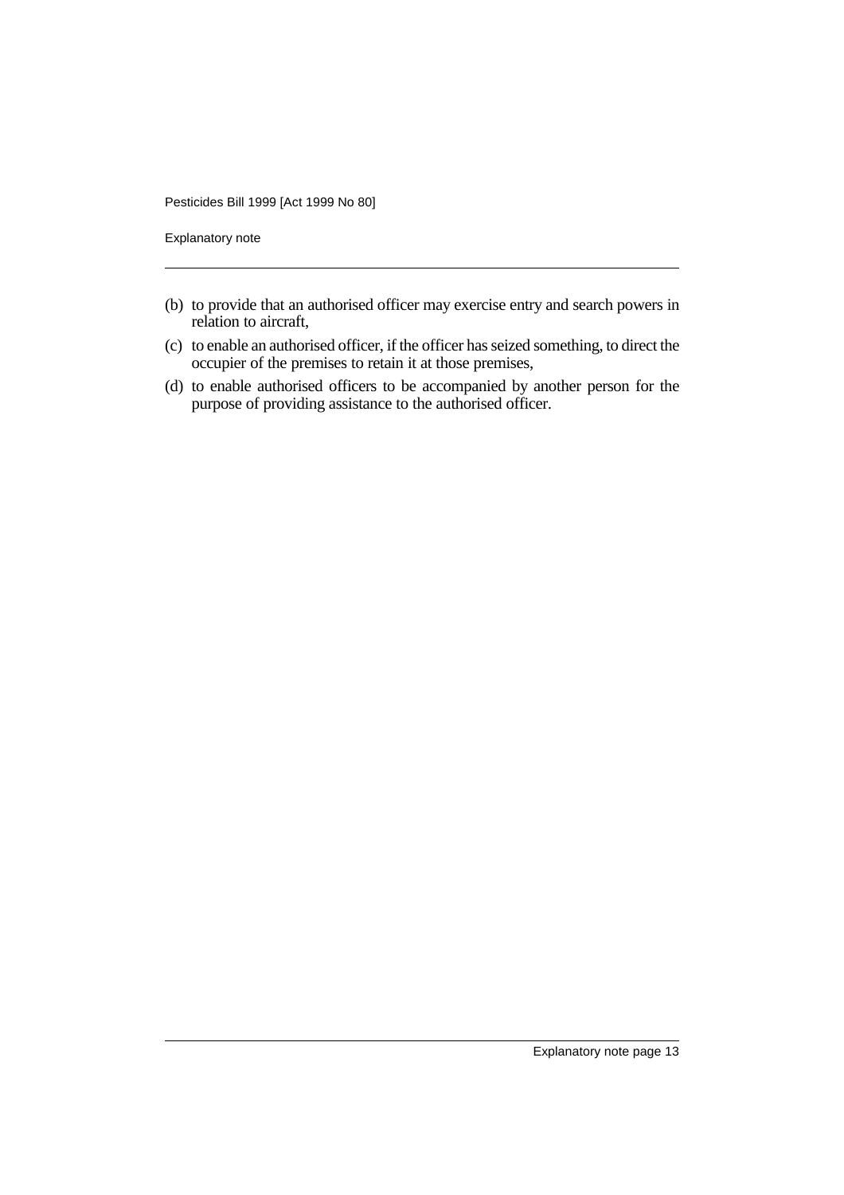(b) to provide that an authorised officer may exercise entry and search powers in relation to aircraft,

(c) to enable an authorised officer, if the officer has seized something, to direct the occupier of the premises to retain it at those premises,

(d) to enable authorised officers to be accompanied by another person for the purpose of providing assistance to the authorised officer.